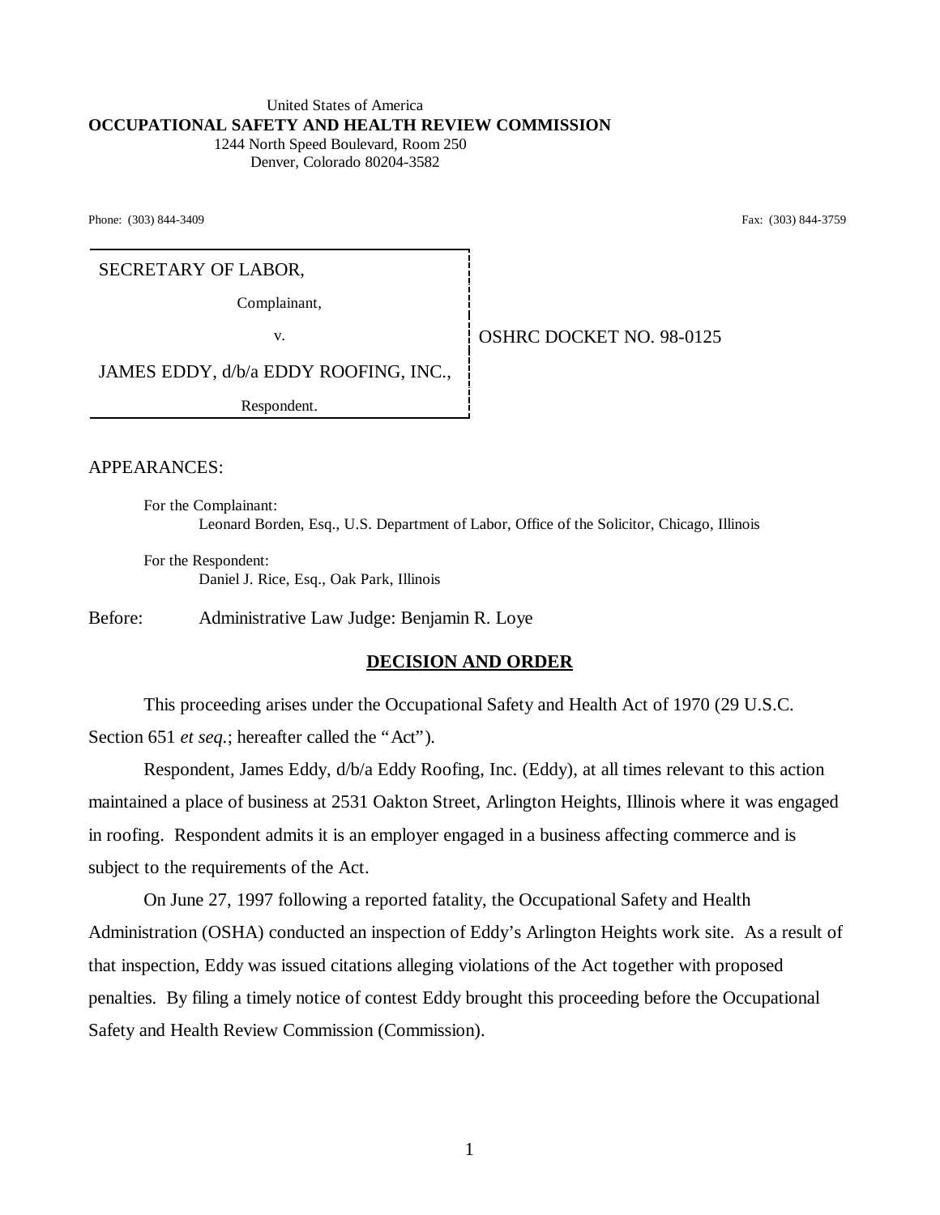United States of America
**OCCUPATIONAL SAFETY AND HEALTH REVIEW COMMISSION**
1244 North Speed Boulevard, Room 250
Denver, Colorado 80204-3582

Phone: (303) 844-3409 Fax: (303) 844-3759

SECRETARY OF LABOR,

Complainant,

v.

JAMES EDDY, d/b/a EDDY ROOFING, INC.,

Respondent.

OSHRC DOCKET NO. 98-0125

APPEARANCES:

For the Complainant:
Leonard Borden, Esq., U.S. Department of Labor, Office of the Solicitor, Chicago, Illinois

For the Respondent:
Daniel J. Rice, Esq., Oak Park, Illinois

Before: Administrative Law Judge: Benjamin R. Loye

## DECISION AND ORDER

This proceeding arises under the Occupational Safety and Health Act of 1970 (29 U.S.C. Section 651 *et seq.*; hereafter called the "Act").

Respondent, James Eddy, d/b/a Eddy Roofing, Inc. (Eddy), at all times relevant to this action maintained a place of business at 2531 Oakton Street, Arlington Heights, Illinois where it was engaged in roofing. Respondent admits it is an employer engaged in a business affecting commerce and is subject to the requirements of the Act.

On June 27, 1997 following a reported fatality, the Occupational Safety and Health Administration (OSHA) conducted an inspection of Eddy's Arlington Heights work site. As a result of that inspection, Eddy was issued citations alleging violations of the Act together with proposed penalties. By filing a timely notice of contest Eddy brought this proceeding before the Occupational Safety and Health Review Commission (Commission).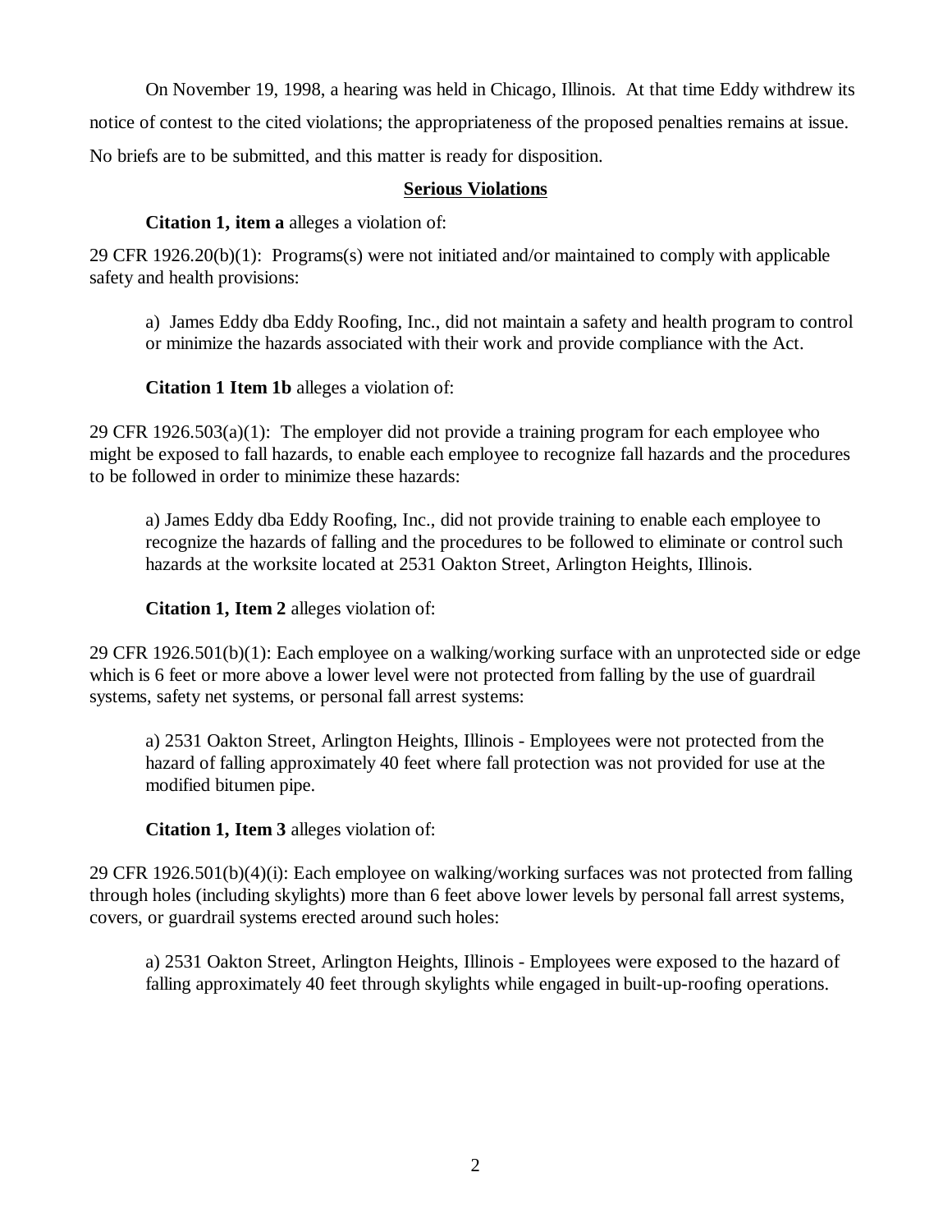On November 19, 1998, a hearing was held in Chicago, Illinois. At that time Eddy withdrew its notice of contest to the cited violations; the appropriateness of the proposed penalties remains at issue. No briefs are to be submitted, and this matter is ready for disposition.

**Serious Violations**

**Citation 1, item a** alleges a violation of:

29 CFR 1926.20(b)(1): Programs(s) were not initiated and/or maintained to comply with applicable safety and health provisions:

> a) James Eddy dba Eddy Roofing, Inc., did not maintain a safety and health program to control or minimize the hazards associated with their work and provide compliance with the Act.

**Citation 1 Item 1b** alleges a violation of:

29 CFR 1926.503(a)(1): The employer did not provide a training program for each employee who might be exposed to fall hazards, to enable each employee to recognize fall hazards and the procedures to be followed in order to minimize these hazards:

> a) James Eddy dba Eddy Roofing, Inc., did not provide training to enable each employee to recognize the hazards of falling and the procedures to be followed to eliminate or control such hazards at the worksite located at 2531 Oakton Street, Arlington Heights, Illinois.

**Citation 1, Item 2** alleges violation of:

29 CFR 1926.501(b)(1): Each employee on a walking/working surface with an unprotected side or edge which is 6 feet or more above a lower level were not protected from falling by the use of guardrail systems, safety net systems, or personal fall arrest systems:

> a) 2531 Oakton Street, Arlington Heights, Illinois - Employees were not protected from the hazard of falling approximately 40 feet where fall protection was not provided for use at the modified bitumen pipe.

**Citation 1, Item 3** alleges violation of:

29 CFR 1926.501(b)(4)(i): Each employee on walking/working surfaces was not protected from falling through holes (including skylights) more than 6 feet above lower levels by personal fall arrest systems, covers, or guardrail systems erected around such holes:

> a) 2531 Oakton Street, Arlington Heights, Illinois - Employees were exposed to the hazard of falling approximately 40 feet through skylights while engaged in built-up-roofing operations.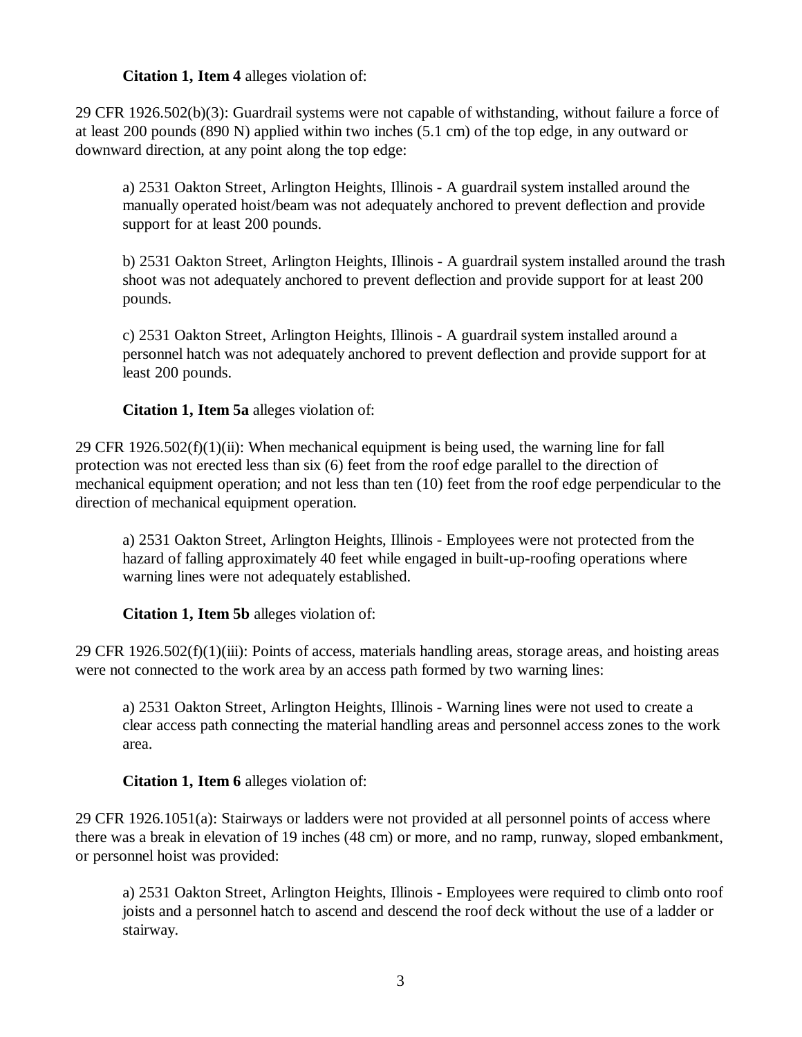**Citation 1, Item 4** alleges violation of:

29 CFR 1926.502(b)(3): Guardrail systems were not capable of withstanding, without failure a force of at least 200 pounds (890 N) applied within two inches (5.1 cm) of the top edge, in any outward or downward direction, at any point along the top edge:

a) 2531 Oakton Street, Arlington Heights, Illinois - A guardrail system installed around the manually operated hoist/beam was not adequately anchored to prevent deflection and provide support for at least 200 pounds.

b) 2531 Oakton Street, Arlington Heights, Illinois - A guardrail system installed around the trash shoot was not adequately anchored to prevent deflection and provide support for at least 200 pounds.

c) 2531 Oakton Street, Arlington Heights, Illinois - A guardrail system installed around a personnel hatch was not adequately anchored to prevent deflection and provide support for at least 200 pounds.

**Citation 1, Item 5a** alleges violation of:

29 CFR 1926.502(f)(1)(ii): When mechanical equipment is being used, the warning line for fall protection was not erected less than six (6) feet from the roof edge parallel to the direction of mechanical equipment operation; and not less than ten (10) feet from the roof edge perpendicular to the direction of mechanical equipment operation.

a) 2531 Oakton Street, Arlington Heights, Illinois - Employees were not protected from the hazard of falling approximately 40 feet while engaged in built-up-roofing operations where warning lines were not adequately established.

**Citation 1, Item 5b** alleges violation of:

29 CFR 1926.502(f)(1)(iii): Points of access, materials handling areas, storage areas, and hoisting areas were not connected to the work area by an access path formed by two warning lines:

a) 2531 Oakton Street, Arlington Heights, Illinois - Warning lines were not used to create a clear access path connecting the material handling areas and personnel access zones to the work area.

**Citation 1, Item 6** alleges violation of:

29 CFR 1926.1051(a): Stairways or ladders were not provided at all personnel points of access where there was a break in elevation of 19 inches (48 cm) or more, and no ramp, runway, sloped embankment, or personnel hoist was provided:

a) 2531 Oakton Street, Arlington Heights, Illinois - Employees were required to climb onto roof joists and a personnel hatch to ascend and descend the roof deck without the use of a ladder or stairway.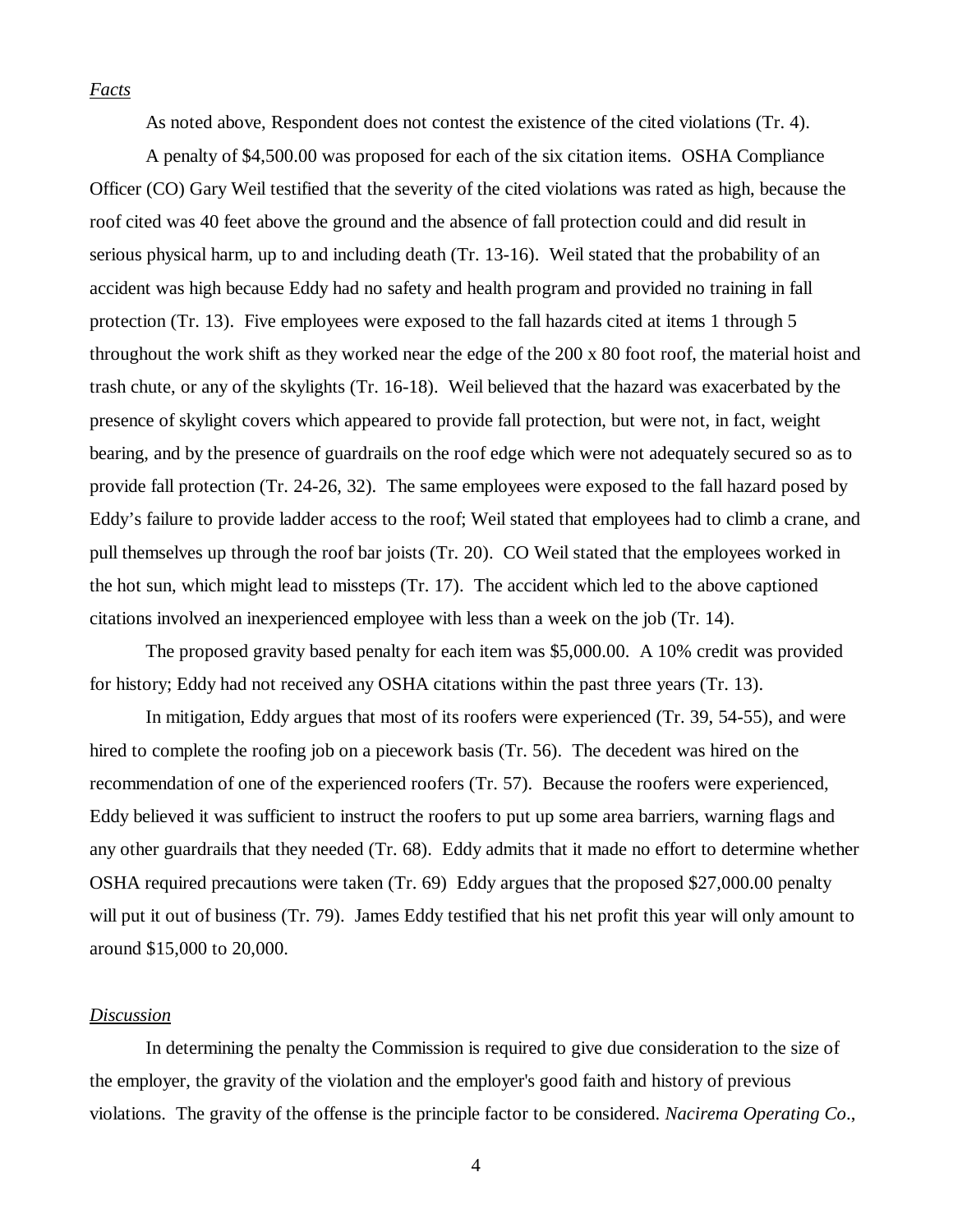*Facts*

As noted above, Respondent does not contest the existence of the cited violations (Tr. 4).

A penalty of $4,500.00 was proposed for each of the six citation items. OSHA Compliance Officer (CO) Gary Weil testified that the severity of the cited violations was rated as high, because the roof cited was 40 feet above the ground and the absence of fall protection could and did result in serious physical harm, up to and including death (Tr. 13-16). Weil stated that the probability of an accident was high because Eddy had no safety and health program and provided no training in fall protection (Tr. 13). Five employees were exposed to the fall hazards cited at items 1 through 5 throughout the work shift as they worked near the edge of the 200 x 80 foot roof, the material hoist and trash chute, or any of the skylights (Tr. 16-18). Weil believed that the hazard was exacerbated by the presence of skylight covers which appeared to provide fall protection, but were not, in fact, weight bearing, and by the presence of guardrails on the roof edge which were not adequately secured so as to provide fall protection (Tr. 24-26, 32). The same employees were exposed to the fall hazard posed by Eddy's failure to provide ladder access to the roof; Weil stated that employees had to climb a crane, and pull themselves up through the roof bar joists (Tr. 20). CO Weil stated that the employees worked in the hot sun, which might lead to missteps (Tr. 17). The accident which led to the above captioned citations involved an inexperienced employee with less than a week on the job (Tr. 14).

The proposed gravity based penalty for each item was $5,000.00. A 10% credit was provided for history; Eddy had not received any OSHA citations within the past three years (Tr. 13).

In mitigation, Eddy argues that most of its roofers were experienced (Tr. 39, 54-55), and were hired to complete the roofing job on a piecework basis (Tr. 56). The decedent was hired on the recommendation of one of the experienced roofers (Tr. 57). Because the roofers were experienced, Eddy believed it was sufficient to instruct the roofers to put up some area barriers, warning flags and any other guardrails that they needed (Tr. 68). Eddy admits that it made no effort to determine whether OSHA required precautions were taken (Tr. 69) Eddy argues that the proposed $27,000.00 penalty will put it out of business (Tr. 79). James Eddy testified that his net profit this year will only amount to around $15,000 to 20,000.

*Discussion*

In determining the penalty the Commission is required to give due consideration to the size of the employer, the gravity of the violation and the employer's good faith and history of previous violations. The gravity of the offense is the principle factor to be considered. *Nacirema Operating Co*.,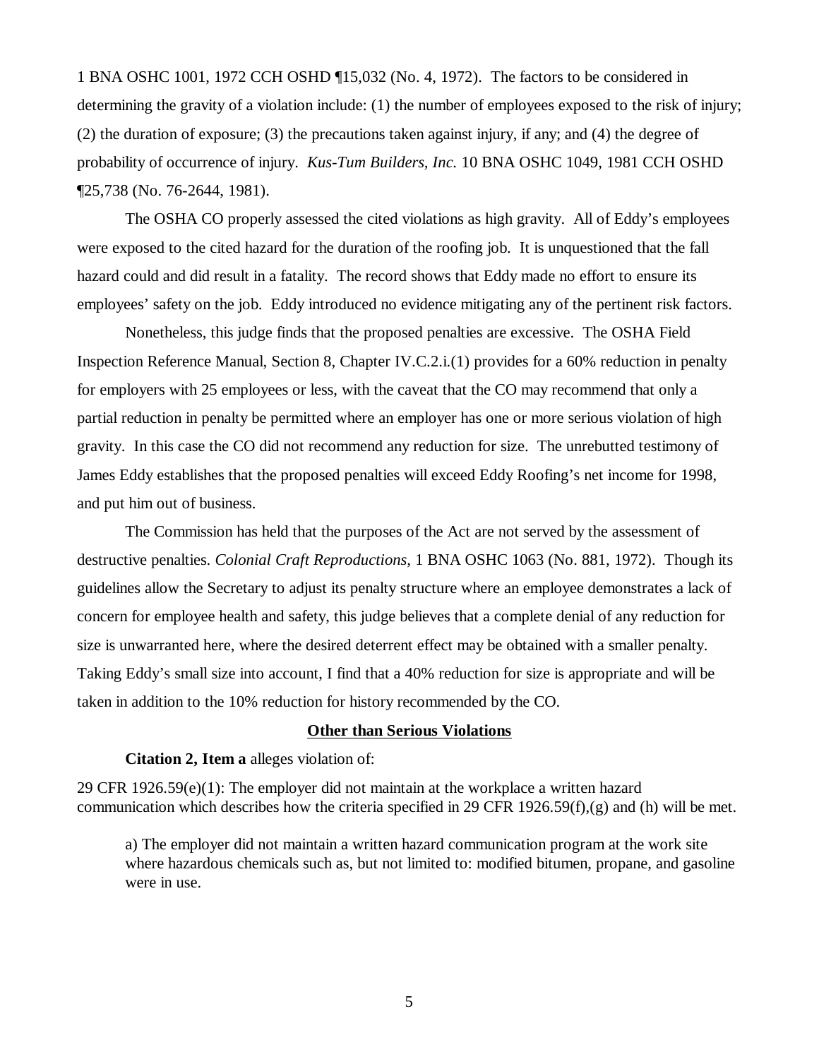1 BNA OSHC 1001, 1972 CCH OSHD ¶15,032 (No. 4, 1972). The factors to be considered in determining the gravity of a violation include: (1) the number of employees exposed to the risk of injury; (2) the duration of exposure; (3) the precautions taken against injury, if any; and (4) the degree of probability of occurrence of injury. *Kus-Tum Builders, Inc.* 10 BNA OSHC 1049, 1981 CCH OSHD ¶25,738 (No. 76-2644, 1981).

The OSHA CO properly assessed the cited violations as high gravity. All of Eddy's employees were exposed to the cited hazard for the duration of the roofing job. It is unquestioned that the fall hazard could and did result in a fatality. The record shows that Eddy made no effort to ensure its employees' safety on the job. Eddy introduced no evidence mitigating any of the pertinent risk factors.

Nonetheless, this judge finds that the proposed penalties are excessive. The OSHA Field Inspection Reference Manual, Section 8, Chapter IV.C.2.i.(1) provides for a 60% reduction in penalty for employers with 25 employees or less, with the caveat that the CO may recommend that only a partial reduction in penalty be permitted where an employer has one or more serious violation of high gravity. In this case the CO did not recommend any reduction for size. The unrebutted testimony of James Eddy establishes that the proposed penalties will exceed Eddy Roofing's net income for 1998, and put him out of business.

The Commission has held that the purposes of the Act are not served by the assessment of destructive penalties. *Colonial Craft Reproductions*, 1 BNA OSHC 1063 (No. 881, 1972). Though its guidelines allow the Secretary to adjust its penalty structure where an employee demonstrates a lack of concern for employee health and safety, this judge believes that a complete denial of any reduction for size is unwarranted here, where the desired deterrent effect may be obtained with a smaller penalty. Taking Eddy's small size into account, I find that a 40% reduction for size is appropriate and will be taken in addition to the 10% reduction for history recommended by the CO.

## Other than Serious Violations

**Citation 2, Item a** alleges violation of:

29 CFR 1926.59(e)(1): The employer did not maintain at the workplace a written hazard communication which describes how the criteria specified in 29 CFR 1926.59(f),(g) and (h) will be met.

> a) The employer did not maintain a written hazard communication program at the work site where hazardous chemicals such as, but not limited to: modified bitumen, propane, and gasoline were in use.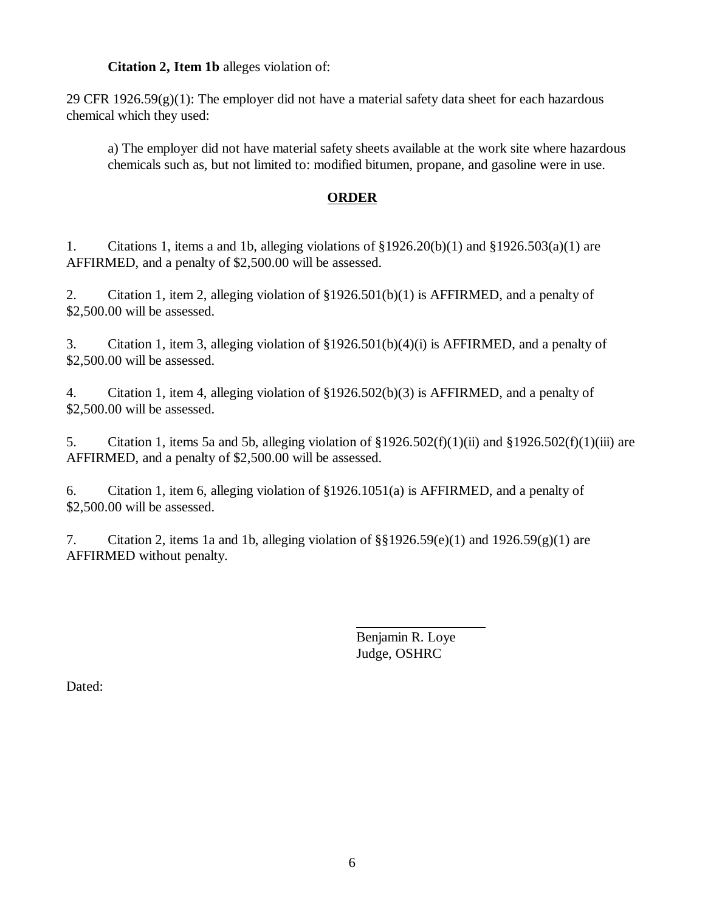**Citation 2, Item 1b** alleges violation of:

29 CFR 1926.59(g)(1): The employer did not have a material safety data sheet for each hazardous chemical which they used:

a) The employer did not have material safety sheets available at the work site where hazardous chemicals such as, but not limited to: modified bitumen, propane, and gasoline were in use.

## ORDER

1. Citations 1, items a and 1b, alleging violations of §1926.20(b)(1) and §1926.503(a)(1) are AFFIRMED, and a penalty of $2,500.00 will be assessed.

2. Citation 1, item 2, alleging violation of §1926.501(b)(1) is AFFIRMED, and a penalty of $2,500.00 will be assessed.

3. Citation 1, item 3, alleging violation of §1926.501(b)(4)(i) is AFFIRMED, and a penalty of $2,500.00 will be assessed.

4. Citation 1, item 4, alleging violation of §1926.502(b)(3) is AFFIRMED, and a penalty of $2,500.00 will be assessed.

5. Citation 1, items 5a and 5b, alleging violation of §1926.502(f)(1)(ii) and §1926.502(f)(1)(iii) are AFFIRMED, and a penalty of $2,500.00 will be assessed.

6. Citation 1, item 6, alleging violation of §1926.1051(a) is AFFIRMED, and a penalty of $2,500.00 will be assessed.

7. Citation 2, items 1a and 1b, alleging violation of §§1926.59(e)(1) and 1926.59(g)(1) are AFFIRMED without penalty.

Benjamin R. Loye
Judge, OSHRC

Dated: